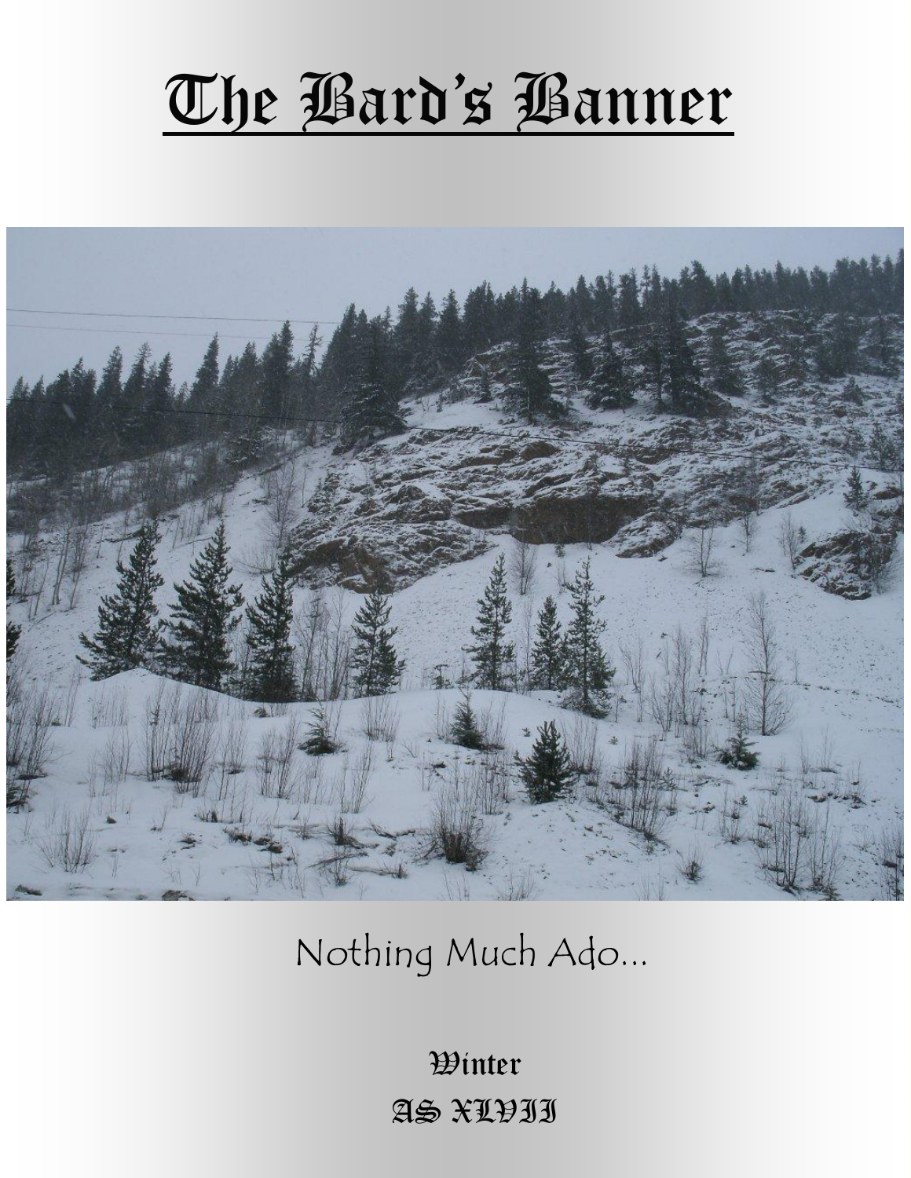# The Bard's Banner

Nothing Much Ado...

**Winter**

**AS XLVII**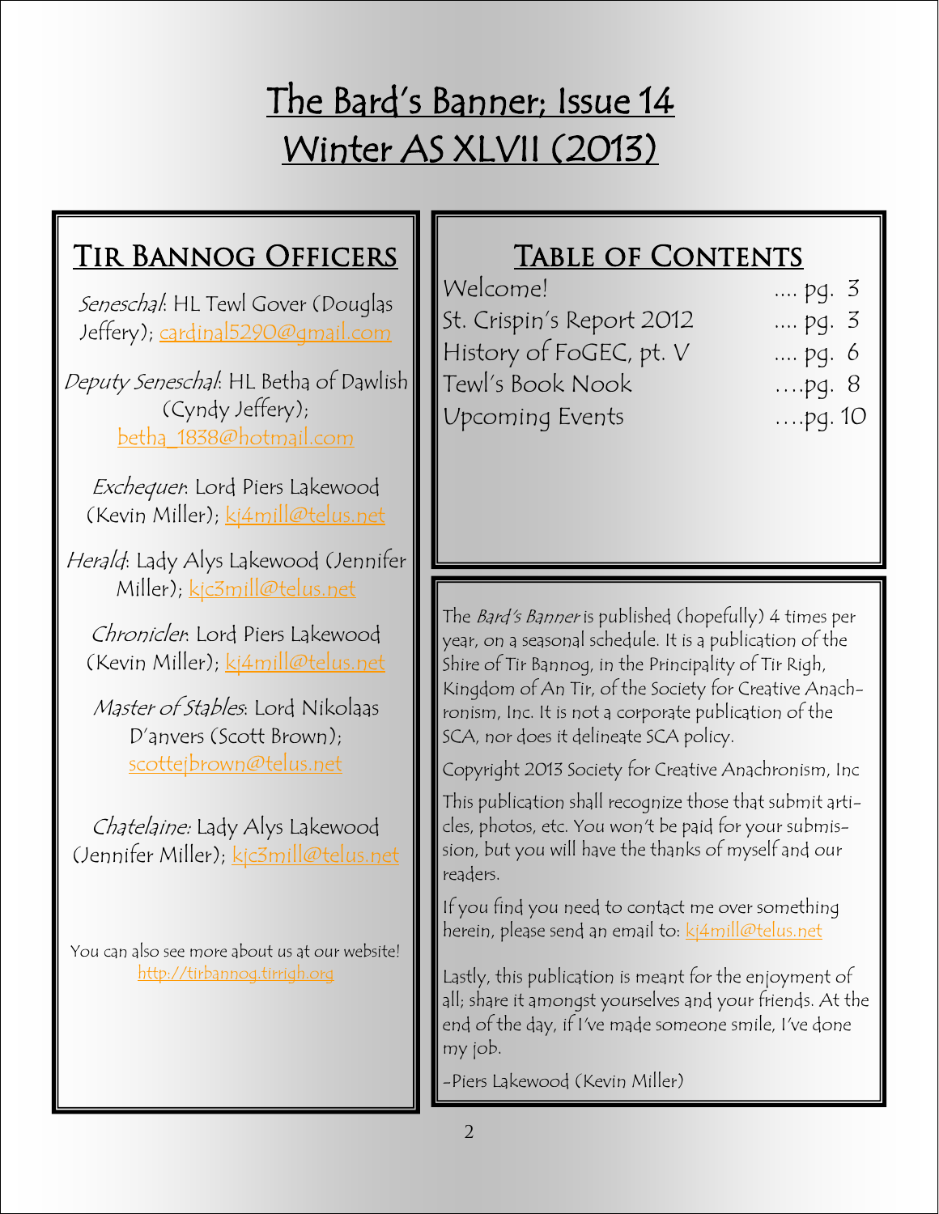# The Bard's Banner; Issue 14
# Winter AS XLVII (2013)

## Tir Bannog Officers

*Seneschal*: HL Tewl Gover (Douglas Jeffery); cardinal5290@gmail.com

*Deputy Seneschal*: HL Betha of Dawlish (Cyndy Jeffery); betha_1838@hotmail.com

*Exchequer*: Lord Piers Lakewood (Kevin Miller); kj4mill@telus.net

*Herald*: Lady Alys Lakewood (Jennifer Miller); kjc3mill@telus.net

*Chronicler*: Lord Piers Lakewood (Kevin Miller); kj4mill@telus.net

*Master of Stables*: Lord Nikolaas D'anvers (Scott Brown); scottejbrown@telus.net

*Chatelaine:* Lady Alys Lakewood (Jennifer Miller); kjc3mill@telus.net

You can also see more about us at our website! http://tirbannog.tirrigh.org

## Table of Contents

| | |
|---|---|
| Welcome! | .... pg. 3 |
| St. Crispin's Report 2012 | .... pg. 3 |
| History of FoGEC, pt. V | .... pg. 6 |
| Tewl's Book Nook | ....pg. 8 |
| Upcoming Events | ....pg. 10 |

The *Bard's Banner* is published (hopefully) 4 times per year, on a seasonal schedule. It is a publication of the Shire of Tir Bannog, in the Principality of Tir Righ, Kingdom of An Tir, of the Society for Creative Anachronism, Inc. It is not a corporate publication of the SCA, nor does it delineate SCA policy.

Copyright 2013 Society for Creative Anachronism, Inc

This publication shall recognize those that submit articles, photos, etc. You won't be paid for your submission, but you will have the thanks of myself and our readers.

If you find you need to contact me over something herein, please send an email to: kj4mill@telus.net

Lastly, this publication is meant for the enjoyment of all; share it amongst yourselves and your friends. At the end of the day, if I've made someone smile, I've done my job.

-Piers Lakewood (Kevin Miller)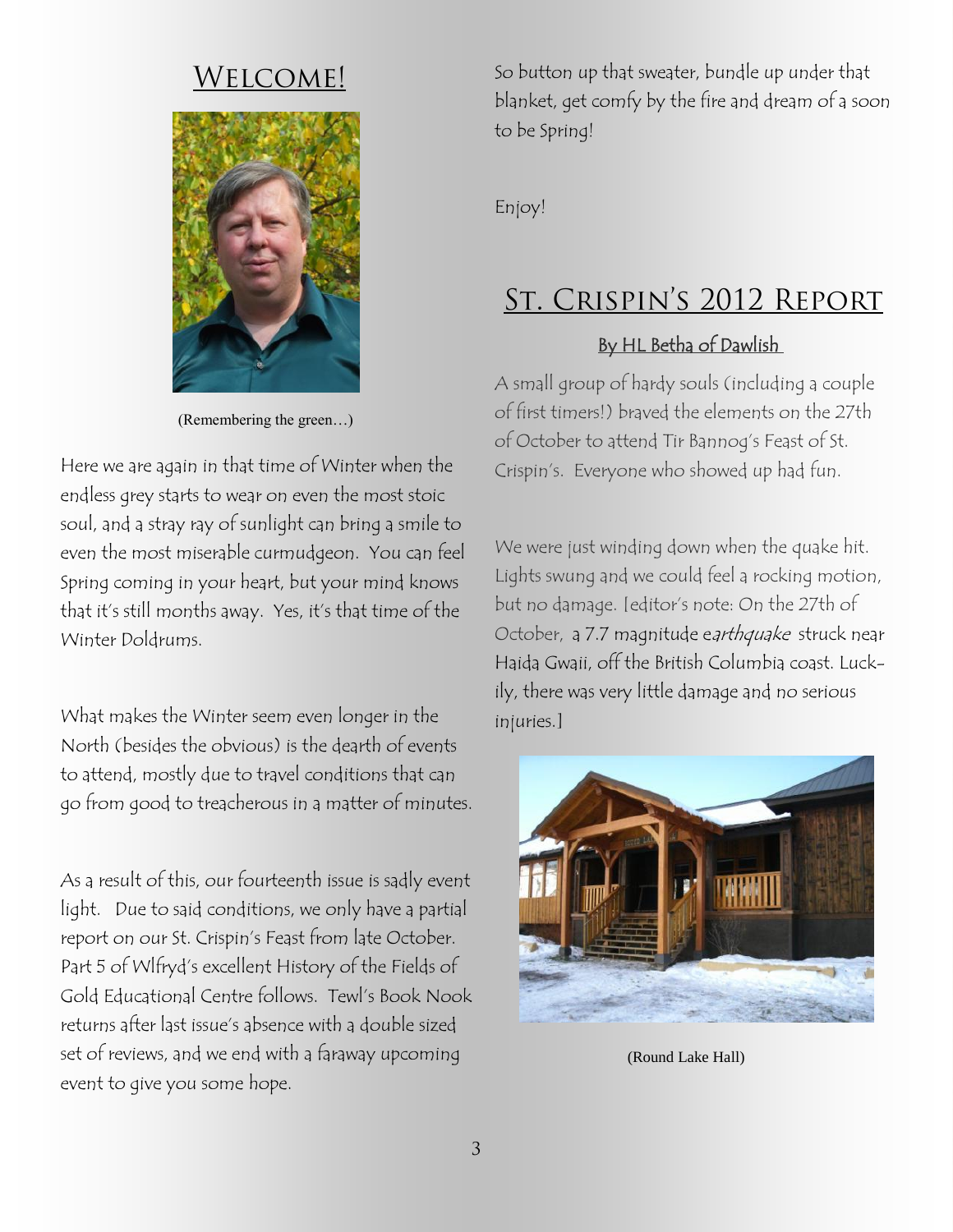## Welcome!

(Remembering the green…)

Here we are again in that time of Winter when the endless grey starts to wear on even the most stoic soul, and a stray ray of sunlight can bring a smile to even the most miserable curmudgeon. You can feel Spring coming in your heart, but your mind knows that it's still months away. Yes, it's that time of the Winter Doldrums.

What makes the Winter seem even longer in the North (besides the obvious) is the dearth of events to attend, mostly due to travel conditions that can go from good to treacherous in a matter of minutes.

As a result of this, our fourteenth issue is sadly event light. Due to said conditions, we only have a partial report on our St. Crispin's Feast from late October. Part 5 of Wlfryd's excellent History of the Fields of Gold Educational Centre follows. Tewl's Book Nook returns after last issue's absence with a double sized set of reviews, and we end with a faraway upcoming event to give you some hope.

So button up that sweater, bundle up under that blanket, get comfy by the fire and dream of a soon to be Spring!

Enjoy!

## St. Crispin's 2012 Report

### By HL Betha of Dawlish

A small group of hardy souls (including a couple of first timers!) braved the elements on the 27th of October to attend Tir Bannog's Feast of St. Crispin's. Everyone who showed up had fun.

We were just winding down when the quake hit. Lights swung and we could feel a rocking motion, but no damage. [editor's note: On the 27th of October, a 7.7 magnitude e*arthquake* struck near Haida Gwaii, off the British Columbia coast. Luckily, there was very little damage and no serious injuries.]

(Round Lake Hall)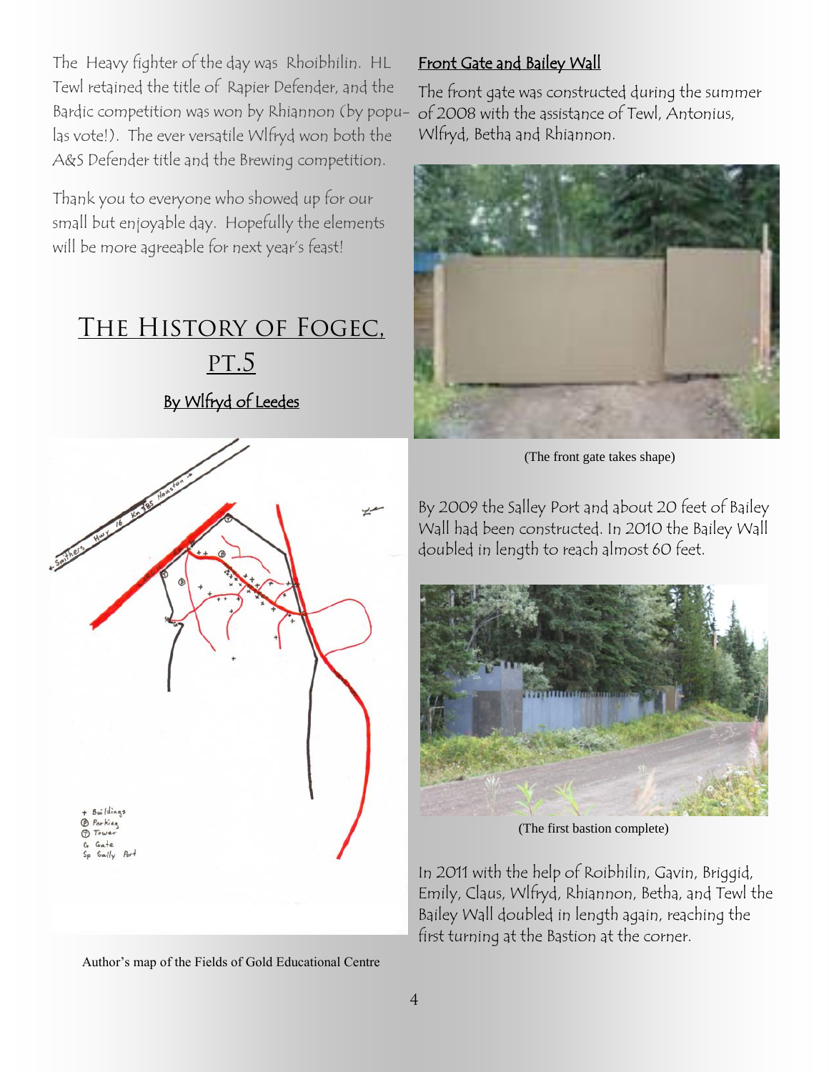The Heavy fighter of the day was Rhoibhilin. HL Tewl retained the title of Rapier Defender, and the Bardic competition was won by Rhiannon (by populas vote!). The ever versatile Wlfryd won both the A&S Defender title and the Brewing competition.

Thank you to everyone who showed up for our small but enjoyable day. Hopefully the elements will be more agreeable for next year's feast!

# The History of FOGEC, pt.5

By Wlfryd of Leedes

Author's map of the Fields of Gold Educational Centre

## Front Gate and Bailey Wall

The front gate was constructed during the summer of 2008 with the assistance of Tewl, Antonius, Wlfryd, Betha and Rhiannon.

(The front gate takes shape)

By 2009 the Salley Port and about 20 feet of Bailey Wall had been constructed. In 2010 the Bailey Wall doubled in length to reach almost 60 feet.

(The first bastion complete)

In 2011 with the help of Roibhilin, Gavin, Briggid, Emily, Claus, Wlfryd, Rhiannon, Betha, and Tewl the Bailey Wall doubled in length again, reaching the first turning at the Bastion at the corner.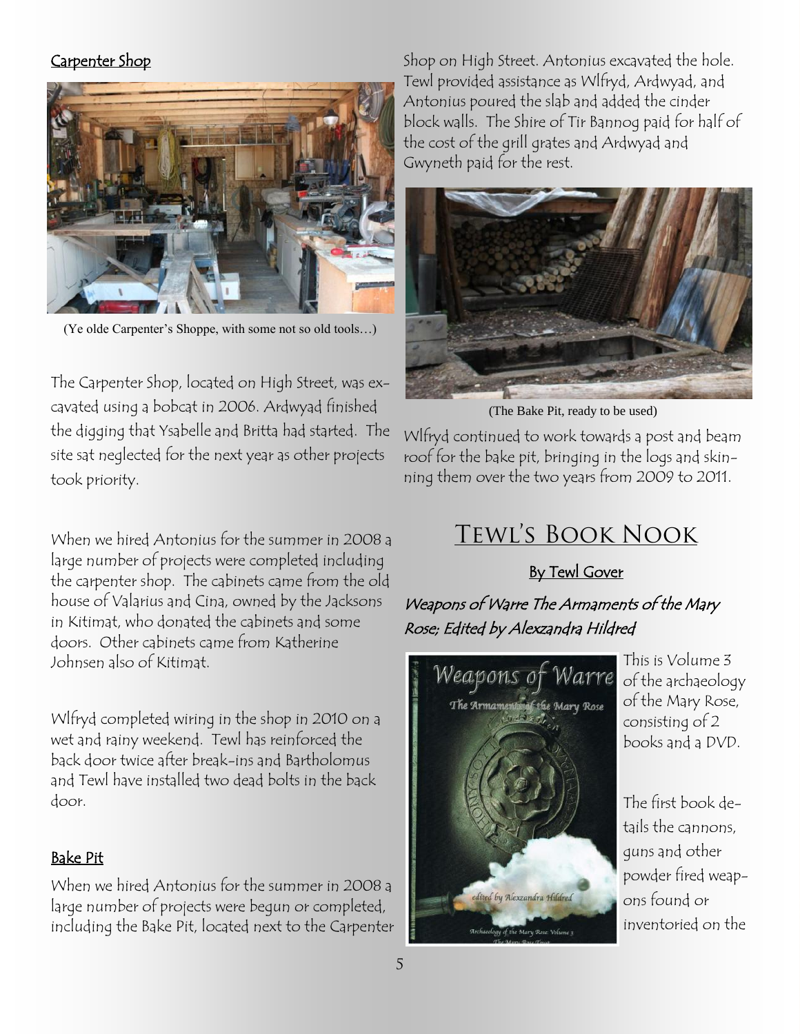### Carpenter Shop

(Ye olde Carpenter's Shoppe, with some not so old tools…)

The Carpenter Shop, located on High Street, was excavated using a bobcat in 2006. Ardwyad finished the digging that Ysabelle and Britta had started. The site sat neglected for the next year as other projects took priority.

When we hired Antonius for the summer in 2008 a large number of projects were completed including the carpenter shop. The cabinets came from the old house of Valarius and Cina, owned by the Jacksons in Kitimat, who donated the cabinets and some doors. Other cabinets came from Katherine Johnsen also of Kitimat.

Wlfryd completed wiring in the shop in 2010 on a wet and rainy weekend. Tewl has reinforced the back door twice after break-ins and Bartholomus and Tewl have installed two dead bolts in the back door.

### Bake Pit

When we hired Antonius for the summer in 2008 a large number of projects were begun or completed, including the Bake Pit, located next to the Carpenter Shop on High Street. Antonius excavated the hole. Tewl provided assistance as Wlfryd, Ardwyad, and Antonius poured the slab and added the cinder block walls. The Shire of Tir Bannog paid for half of the cost of the grill grates and Ardwyad and Gwyneth paid for the rest.

(The Bake Pit, ready to be used)

Wlfryd continued to work towards a post and beam roof for the bake pit, bringing in the logs and skinning them over the two years from 2009 to 2011.

## Tewl's Book Nook

**By Tewl Gover**

*Weapons of Warre The Armaments of the Mary Rose; Edited by Alexzandra Hildred*

This is Volume 3 of the archaeology of the Mary Rose, consisting of 2 books and a DVD.

The first book details the cannons, guns and other powder fired weapons found or inventoried on the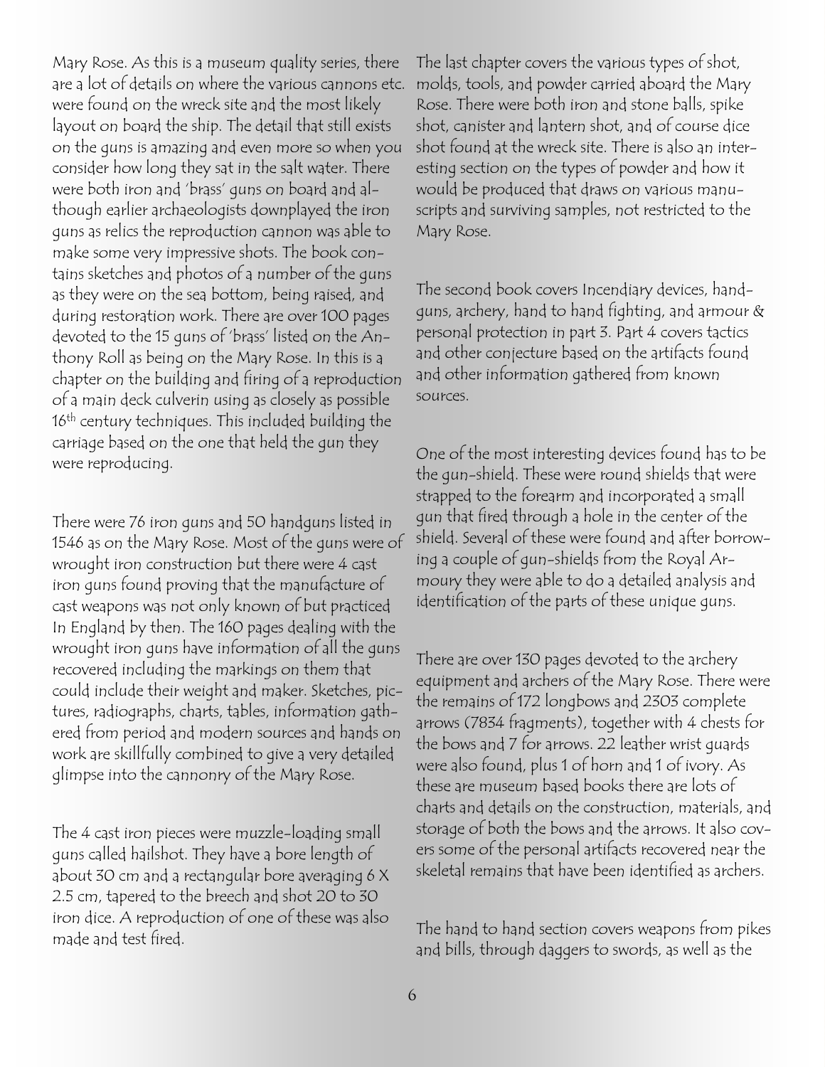Mary Rose. As this is a museum quality series, there are a lot of details on where the various cannons etc. were found on the wreck site and the most likely layout on board the ship. The detail that still exists on the guns is amazing and even more so when you consider how long they sat in the salt water. There were both iron and 'brass' guns on board and although earlier archaeologists downplayed the iron guns as relics the reproduction cannon was able to make some very impressive shots. The book contains sketches and photos of a number of the guns as they were on the sea bottom, being raised, and during restoration work. There are over 100 pages devoted to the 15 guns of 'brass' listed on the Anthony Roll as being on the Mary Rose. In this is a chapter on the building and firing of a reproduction of a main deck culverin using as closely as possible 16th century techniques. This included building the carriage based on the one that held the gun they were reproducing.

There were 76 iron guns and 50 handguns listed in 1546 as on the Mary Rose. Most of the guns were of wrought iron construction but there were 4 cast iron guns found proving that the manufacture of cast weapons was not only known of but practiced In England by then. The 160 pages dealing with the wrought iron guns have information of all the guns recovered including the markings on them that could include their weight and maker. Sketches, pictures, radiographs, charts, tables, information gathered from period and modern sources and hands on work are skillfully combined to give a very detailed glimpse into the cannonry of the Mary Rose.

The 4 cast iron pieces were muzzle-loading small guns called hailshot. They have a bore length of about 30 cm and a rectangular bore averaging 6 X 2.5 cm, tapered to the breech and shot 20 to 30 iron dice. A reproduction of one of these was also made and test fired.

The last chapter covers the various types of shot, molds, tools, and powder carried aboard the Mary Rose. There were both iron and stone balls, spike shot, canister and lantern shot, and of course dice shot found at the wreck site. There is also an interesting section on the types of powder and how it would be produced that draws on various manuscripts and surviving samples, not restricted to the Mary Rose.

The second book covers Incendiary devices, handguns, archery, hand to hand fighting, and armour & personal protection in part 3. Part 4 covers tactics and other conjecture based on the artifacts found and other information gathered from known sources.

One of the most interesting devices found has to be the gun-shield. These were round shields that were strapped to the forearm and incorporated a small gun that fired through a hole in the center of the shield. Several of these were found and after borrowing a couple of gun-shields from the Royal Armoury they were able to do a detailed analysis and identification of the parts of these unique guns.

There are over 130 pages devoted to the archery equipment and archers of the Mary Rose. There were the remains of 172 longbows and 2303 complete arrows (7834 fragments), together with 4 chests for the bows and 7 for arrows. 22 leather wrist guards were also found, plus 1 of horn and 1 of ivory. As these are museum based books there are lots of charts and details on the construction, materials, and storage of both the bows and the arrows. It also covers some of the personal artifacts recovered near the skeletal remains that have been identified as archers.

The hand to hand section covers weapons from pikes and bills, through daggers to swords, as well as the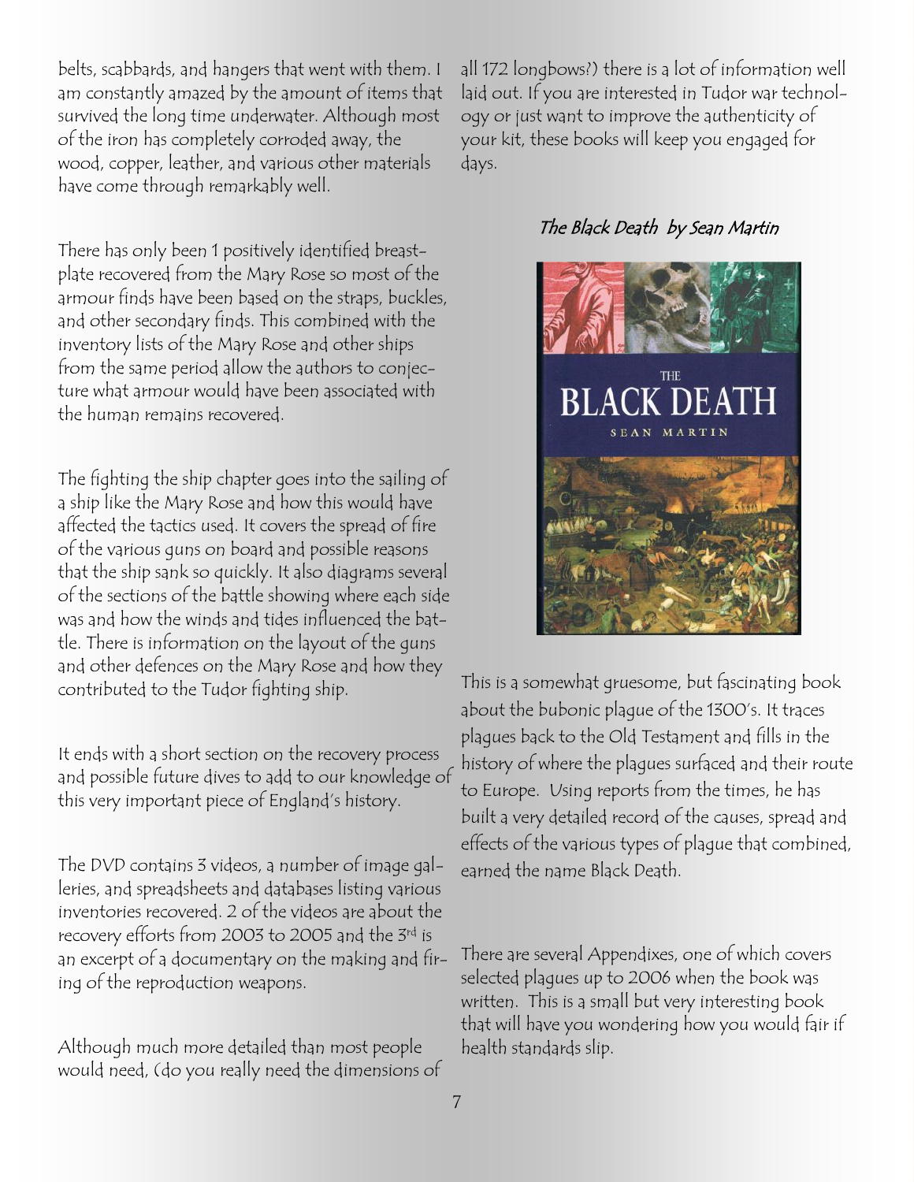belts, scabbards, and hangers that went with them. I am constantly amazed by the amount of items that survived the long time underwater. Although most of the iron has completely corroded away, the wood, copper, leather, and various other materials have come through remarkably well.

There has only been 1 positively identified breastplate recovered from the Mary Rose so most of the armour finds have been based on the straps, buckles, and other secondary finds. This combined with the inventory lists of the Mary Rose and other ships from the same period allow the authors to conjecture what armour would have been associated with the human remains recovered.

The fighting the ship chapter goes into the sailing of a ship like the Mary Rose and how this would have affected the tactics used. It covers the spread of fire of the various guns on board and possible reasons that the ship sank so quickly. It also diagrams several of the sections of the battle showing where each side was and how the winds and tides influenced the battle. There is information on the layout of the guns and other defences on the Mary Rose and how they contributed to the Tudor fighting ship.

It ends with a short section on the recovery process and possible future dives to add to our knowledge of this very important piece of England's history.

The DVD contains 3 videos, a number of image galleries, and spreadsheets and databases listing various inventories recovered. 2 of the videos are about the recovery efforts from 2003 to 2005 and the 3rd is an excerpt of a documentary on the making and firing of the reproduction weapons.

Although much more detailed than most people would need, (do you really need the dimensions of all 172 longbows?) there is a lot of information well laid out. If you are interested in Tudor war technology or just want to improve the authenticity of your kit, these books will keep you engaged for days.

## *The Black Death by Sean Martin*

This is a somewhat gruesome, but fascinating book about the bubonic plague of the 1300's. It traces plagues back to the Old Testament and fills in the history of where the plagues surfaced and their route to Europe. Using reports from the times, he has built a very detailed record of the causes, spread and effects of the various types of plague that combined, earned the name Black Death.

There are several Appendixes, one of which covers selected plagues up to 2006 when the book was written. This is a small but very interesting book that will have you wondering how you would fair if health standards slip.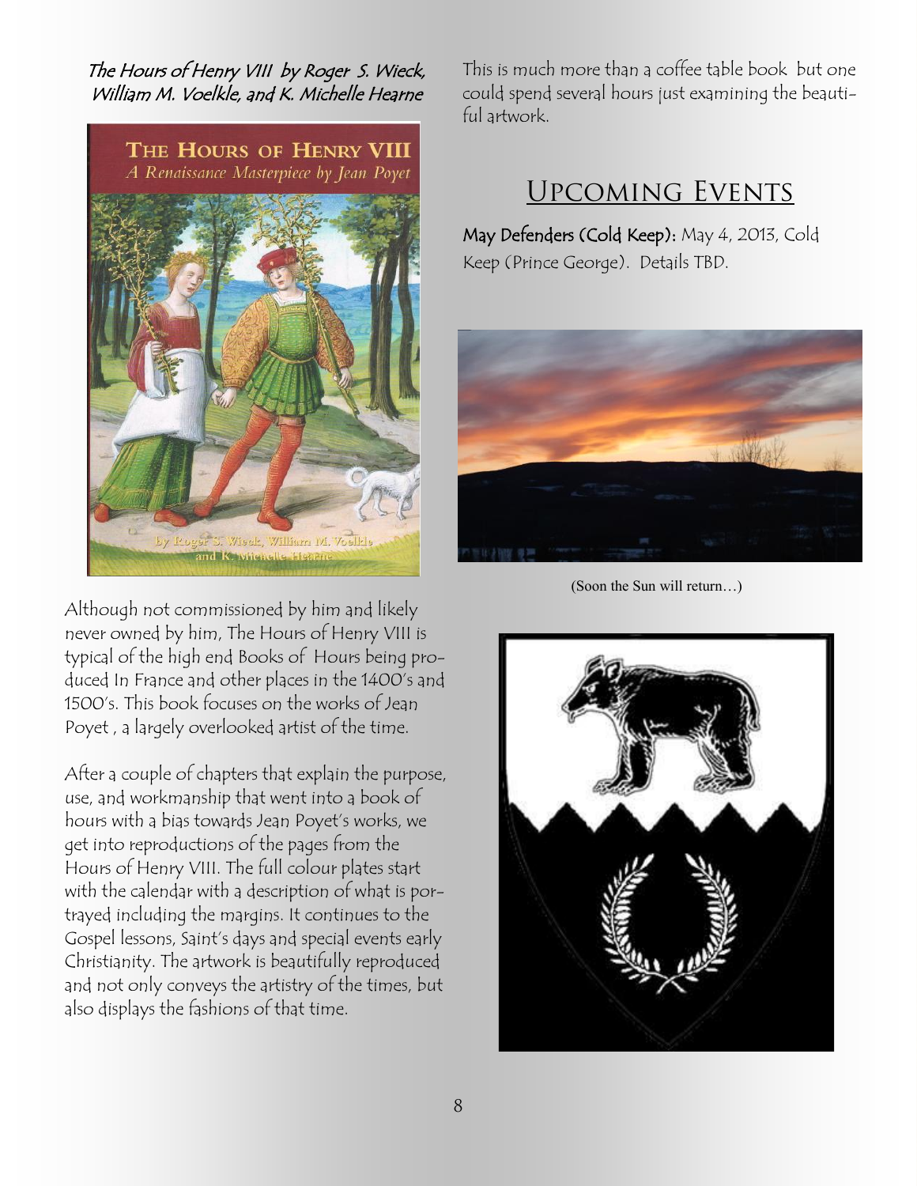*The Hours of Henry VIII by Roger S. Wieck, William M. Voelkle, and K. Michelle Hearne*

Although not commissioned by him and likely never owned by him, The Hours of Henry VIII is typical of the high end Books of Hours being produced In France and other places in the 1400's and 1500's. This book focuses on the works of Jean Poyet , a largely overlooked artist of the time.

After a couple of chapters that explain the purpose, use, and workmanship that went into a book of hours with a bias towards Jean Poyet's works, we get into reproductions of the pages from the Hours of Henry VIII. The full colour plates start with the calendar with a description of what is portrayed including the margins. It continues to the Gospel lessons, Saint's days and special events early Christianity. The artwork is beautifully reproduced and not only conveys the artistry of the times, but also displays the fashions of that time.

This is much more than a coffee table book but one could spend several hours just examining the beautiful artwork.

## Upcoming Events

**May Defenders (Cold Keep):** May 4, 2013, Cold Keep (Prince George). Details TBD.

(Soon the Sun will return…)